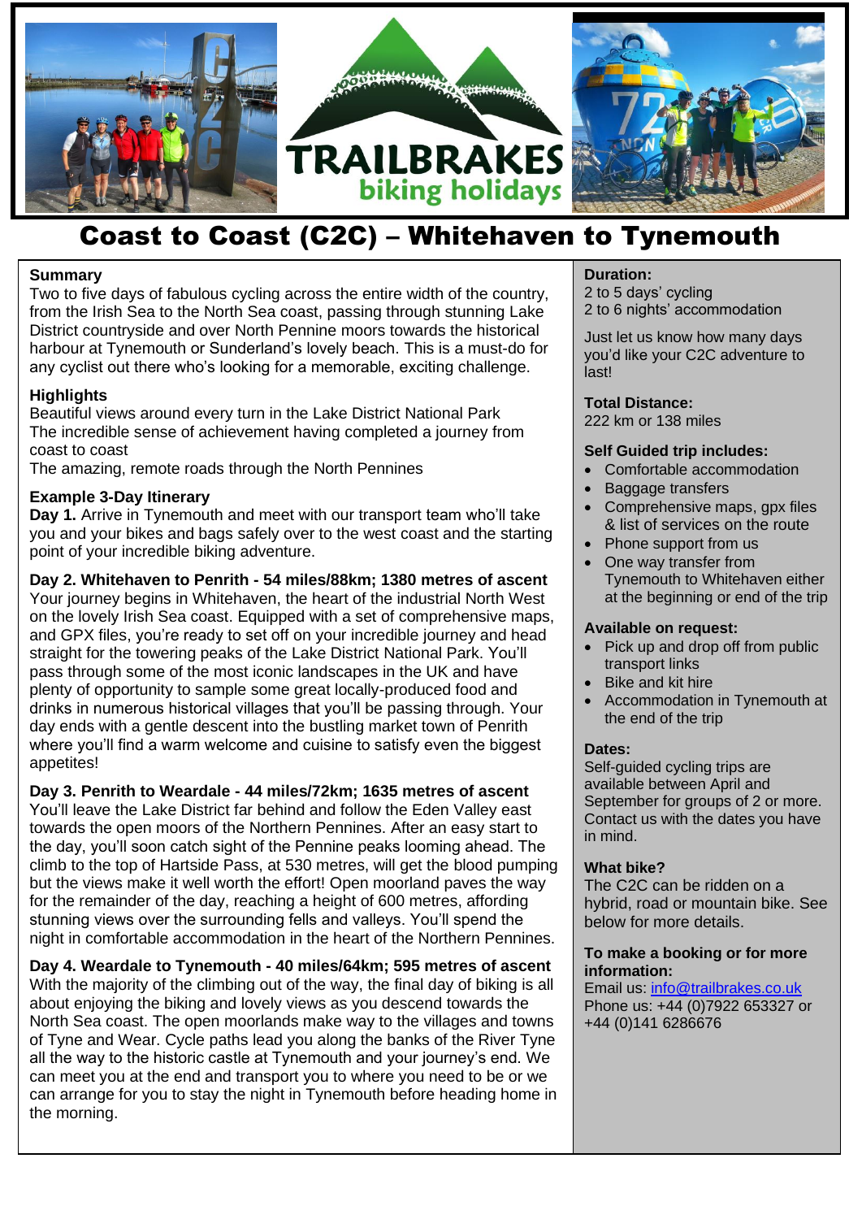# Coast to Coast (C2C) – Whitehaven to Tynemouth

## Summary

Two to five days of fabulous cycling across the entire width of the country, from the Irish Sea to the North Sea coast, passing through stunning Lake District countryside and over North Pennine moors towards the historical harbour at Tynemouth or Sunderland's lovely beach. This is a must-do for any cyclist out there who's looking for a memorable, exciting challenge.

## Highlights

Beautiful views around every turn in the Lake District National Park
The incredible sense of achievement having completed a journey from coast to coast
The amazing, remote roads through the North Pennines

## Example 3-Day Itinerary

**Day 1.** Arrive in Tynemouth and meet with our transport team who'll take you and your bikes and bags safely over to the west coast and the starting point of your incredible biking adventure.

**Day 2. Whitehaven to Penrith - 54 miles/88km; 1380 metres of ascent**
Your journey begins in Whitehaven, the heart of the industrial North West on the lovely Irish Sea coast. Equipped with a set of comprehensive maps, and GPX files, you're ready to set off on your incredible journey and head straight for the towering peaks of the Lake District National Park. You'll pass through some of the most iconic landscapes in the UK and have plenty of opportunity to sample some great locally-produced food and drinks in numerous historical villages that you'll be passing through. Your day ends with a gentle descent into the bustling market town of Penrith where you'll find a warm welcome and cuisine to satisfy even the biggest appetites!

**Day 3. Penrith to Weardale - 44 miles/72km; 1635 metres of ascent**
You'll leave the Lake District far behind and follow the Eden Valley east towards the open moors of the Northern Pennines. After an easy start to the day, you'll soon catch sight of the Pennine peaks looming ahead. The climb to the top of Hartside Pass, at 530 metres, will get the blood pumping but the views make it well worth the effort! Open moorland paves the way for the remainder of the day, reaching a height of 600 metres, affording stunning views over the surrounding fells and valleys. You'll spend the night in comfortable accommodation in the heart of the Northern Pennines.

**Day 4. Weardale to Tynemouth - 40 miles/64km; 595 metres of ascent**
With the majority of the climbing out of the way, the final day of biking is all about enjoying the biking and lovely views as you descend towards the North Sea coast. The open moorlands make way to the villages and towns of Tyne and Wear. Cycle paths lead you along the banks of the River Tyne all the way to the historic castle at Tynemouth and your journey's end. We can meet you at the end and transport you to where you need to be or we can arrange for you to stay the night in Tynemouth before heading home in the morning.

**Duration:**
2 to 5 days' cycling
2 to 6 nights' accommodation

Just let us know how many days you'd like your C2C adventure to last!

**Total Distance:**
222 km or 138 miles

**Self Guided trip includes:**

- Comfortable accommodation
- Baggage transfers
- Comprehensive maps, gpx files & list of services on the route
- Phone support from us
- One way transfer from Tynemouth to Whitehaven either at the beginning or end of the trip

**Available on request:**

- Pick up and drop off from public transport links
- Bike and kit hire
- Accommodation in Tynemouth at the end of the trip

**Dates:**
Self-guided cycling trips are available between April and September for groups of 2 or more. Contact us with the dates you have in mind.

**What bike?**
The C2C can be ridden on a hybrid, road or mountain bike. See below for more details.

**To make a booking or for more information:**
Email us: info@trailbrakes.co.uk
Phone us: +44 (0)7922 653327 or +44 (0)141 6286676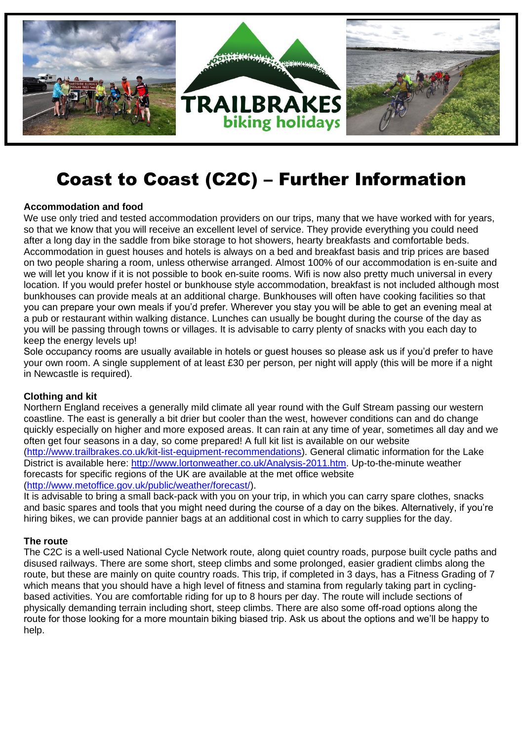# Coast to Coast (C2C) – Further Information

**Accommodation and food**

We use only tried and tested accommodation providers on our trips, many that we have worked with for years, so that we know that you will receive an excellent level of service. They provide everything you could need after a long day in the saddle from bike storage to hot showers, hearty breakfasts and comfortable beds. Accommodation in guest houses and hotels is always on a bed and breakfast basis and trip prices are based on two people sharing a room, unless otherwise arranged. Almost 100% of our accommodation is en-suite and we will let you know if it is not possible to book en-suite rooms. Wifi is now also pretty much universal in every location. If you would prefer hostel or bunkhouse style accommodation, breakfast is not included although most bunkhouses can provide meals at an additional charge. Bunkhouses will often have cooking facilities so that you can prepare your own meals if you'd prefer. Wherever you stay you will be able to get an evening meal at a pub or restaurant within walking distance. Lunches can usually be bought during the course of the day as you will be passing through towns or villages. It is advisable to carry plenty of snacks with you each day to keep the energy levels up!

Sole occupancy rooms are usually available in hotels or guest houses so please ask us if you'd prefer to have your own room. A single supplement of at least £30 per person, per night will apply (this will be more if a night in Newcastle is required).

**Clothing and kit**

Northern England receives a generally mild climate all year round with the Gulf Stream passing our western coastline. The east is generally a bit drier but cooler than the west, however conditions can and do change quickly especially on higher and more exposed areas. It can rain at any time of year, sometimes all day and we often get four seasons in a day, so come prepared! A full kit list is available on our website (http://www.trailbrakes.co.uk/kit-list-equipment-recommendations). General climatic information for the Lake District is available here: http://www.lortonweather.co.uk/Analysis-2011.htm. Up-to-the-minute weather forecasts for specific regions of the UK are available at the met office website (http://www.metoffice.gov.uk/public/weather/forecast/).

It is advisable to bring a small back-pack with you on your trip, in which you can carry spare clothes, snacks and basic spares and tools that you might need during the course of a day on the bikes. Alternatively, if you're hiring bikes, we can provide pannier bags at an additional cost in which to carry supplies for the day.

**The route**

The C2C is a well-used National Cycle Network route, along quiet country roads, purpose built cycle paths and disused railways. There are some short, steep climbs and some prolonged, easier gradient climbs along the route, but these are mainly on quite country roads. This trip, if completed in 3 days, has a Fitness Grading of 7 which means that you should have a high level of fitness and stamina from regularly taking part in cycling-based activities. You are comfortable riding for up to 8 hours per day. The route will include sections of physically demanding terrain including short, steep climbs. There are also some off-road options along the route for those looking for a more mountain biking biased trip. Ask us about the options and we'll be happy to help.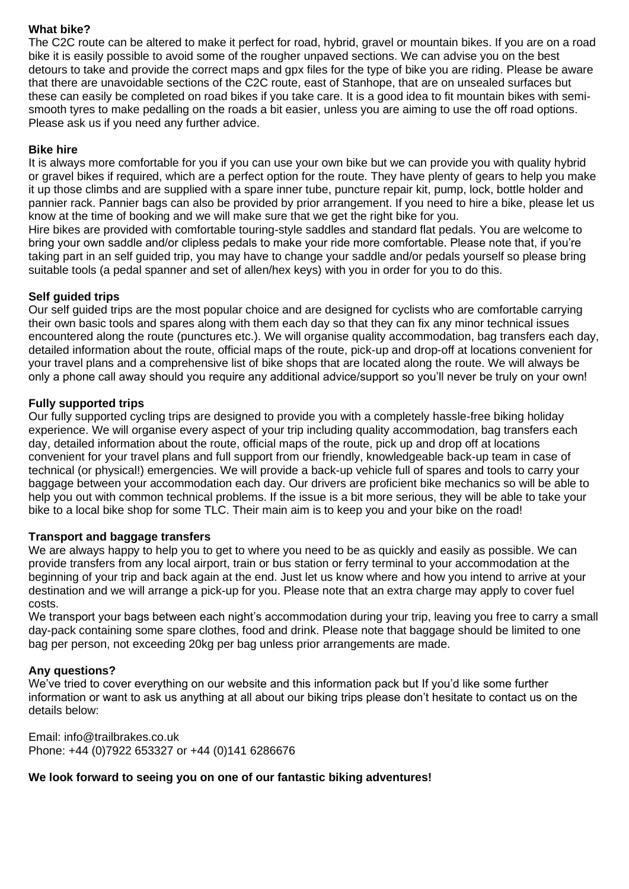**What bike?**

The C2C route can be altered to make it perfect for road, hybrid, gravel or mountain bikes. If you are on a road bike it is easily possible to avoid some of the rougher unpaved sections. We can advise you on the best detours to take and provide the correct maps and gpx files for the type of bike you are riding. Please be aware that there are unavoidable sections of the C2C route, east of Stanhope, that are on unsealed surfaces but these can easily be completed on road bikes if you take care. It is a good idea to fit mountain bikes with semi-smooth tyres to make pedalling on the roads a bit easier, unless you are aiming to use the off road options. Please ask us if you need any further advice.

**Bike hire**

It is always more comfortable for you if you can use your own bike but we can provide you with quality hybrid or gravel bikes if required, which are a perfect option for the route. They have plenty of gears to help you make it up those climbs and are supplied with a spare inner tube, puncture repair kit, pump, lock, bottle holder and pannier rack. Pannier bags can also be provided by prior arrangement. If you need to hire a bike, please let us know at the time of booking and we will make sure that we get the right bike for you.

Hire bikes are provided with comfortable touring-style saddles and standard flat pedals. You are welcome to bring your own saddle and/or clipless pedals to make your ride more comfortable. Please note that, if you're taking part in an self guided trip, you may have to change your saddle and/or pedals yourself so please bring suitable tools (a pedal spanner and set of allen/hex keys) with you in order for you to do this.

**Self guided trips**

Our self guided trips are the most popular choice and are designed for cyclists who are comfortable carrying their own basic tools and spares along with them each day so that they can fix any minor technical issues encountered along the route (punctures etc.). We will organise quality accommodation, bag transfers each day, detailed information about the route, official maps of the route, pick-up and drop-off at locations convenient for your travel plans and a comprehensive list of bike shops that are located along the route. We will always be only a phone call away should you require any additional advice/support so you'll never be truly on your own!

**Fully supported trips**

Our fully supported cycling trips are designed to provide you with a completely hassle-free biking holiday experience. We will organise every aspect of your trip including quality accommodation, bag transfers each day, detailed information about the route, official maps of the route, pick up and drop off at locations convenient for your travel plans and full support from our friendly, knowledgeable back-up team in case of technical (or physical!) emergencies. We will provide a back-up vehicle full of spares and tools to carry your baggage between your accommodation each day. Our drivers are proficient bike mechanics so will be able to help you out with common technical problems. If the issue is a bit more serious, they will be able to take your bike to a local bike shop for some TLC. Their main aim is to keep you and your bike on the road!

**Transport and baggage transfers**

We are always happy to help you to get to where you need to be as quickly and easily as possible. We can provide transfers from any local airport, train or bus station or ferry terminal to your accommodation at the beginning of your trip and back again at the end. Just let us know where and how you intend to arrive at your destination and we will arrange a pick-up for you. Please note that an extra charge may apply to cover fuel costs.

We transport your bags between each night's accommodation during your trip, leaving you free to carry a small day-pack containing some spare clothes, food and drink. Please note that baggage should be limited to one bag per person, not exceeding 20kg per bag unless prior arrangements are made.

**Any questions?**

We've tried to cover everything on our website and this information pack but If you'd like some further information or want to ask us anything at all about our biking trips please don't hesitate to contact us on the details below:

Email: info@trailbrakes.co.uk
Phone: +44 (0)7922 653327 or +44 (0)141 6286676

**We look forward to seeing you on one of our fantastic biking adventures!**